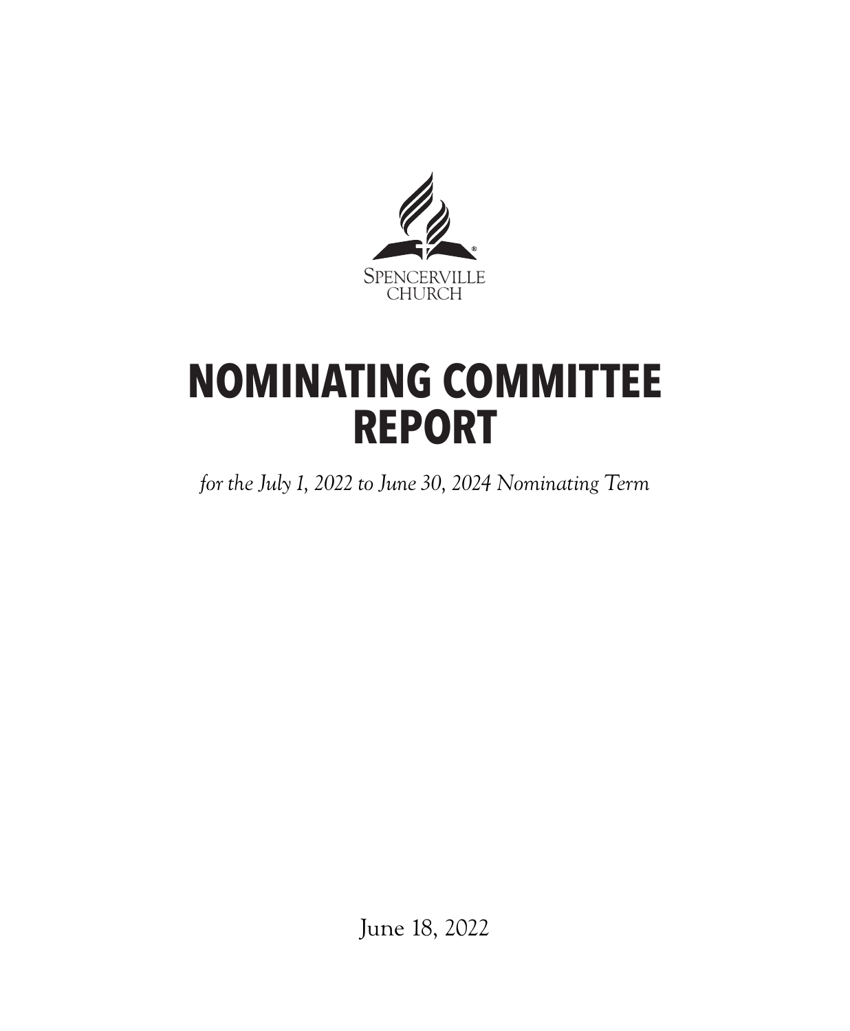Spencerville Church

# NOMINATING COMMITTEE REPORT

*for the July 1, 2022 to June 30, 2024 Nominating Term*

June 18, 2022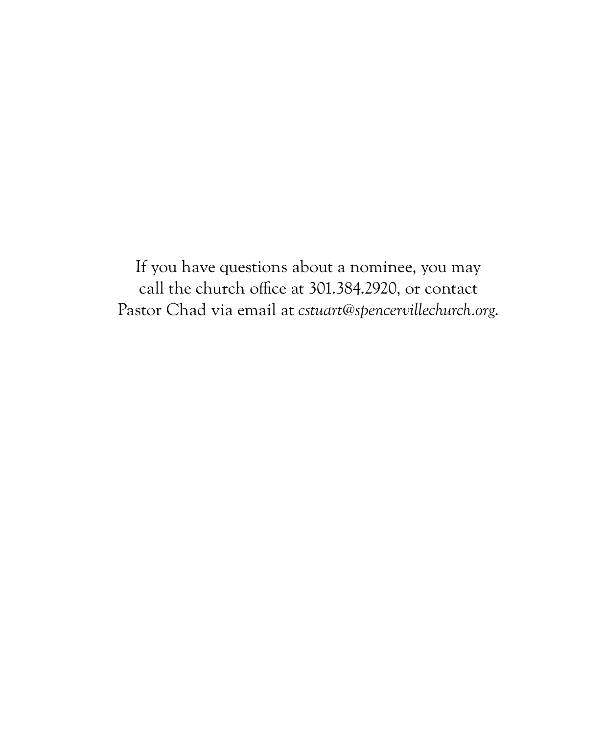If you have questions about a nominee, you may call the church office at 301.384.2920, or contact Pastor Chad via email at *cstuart@spencervillechurch.org*.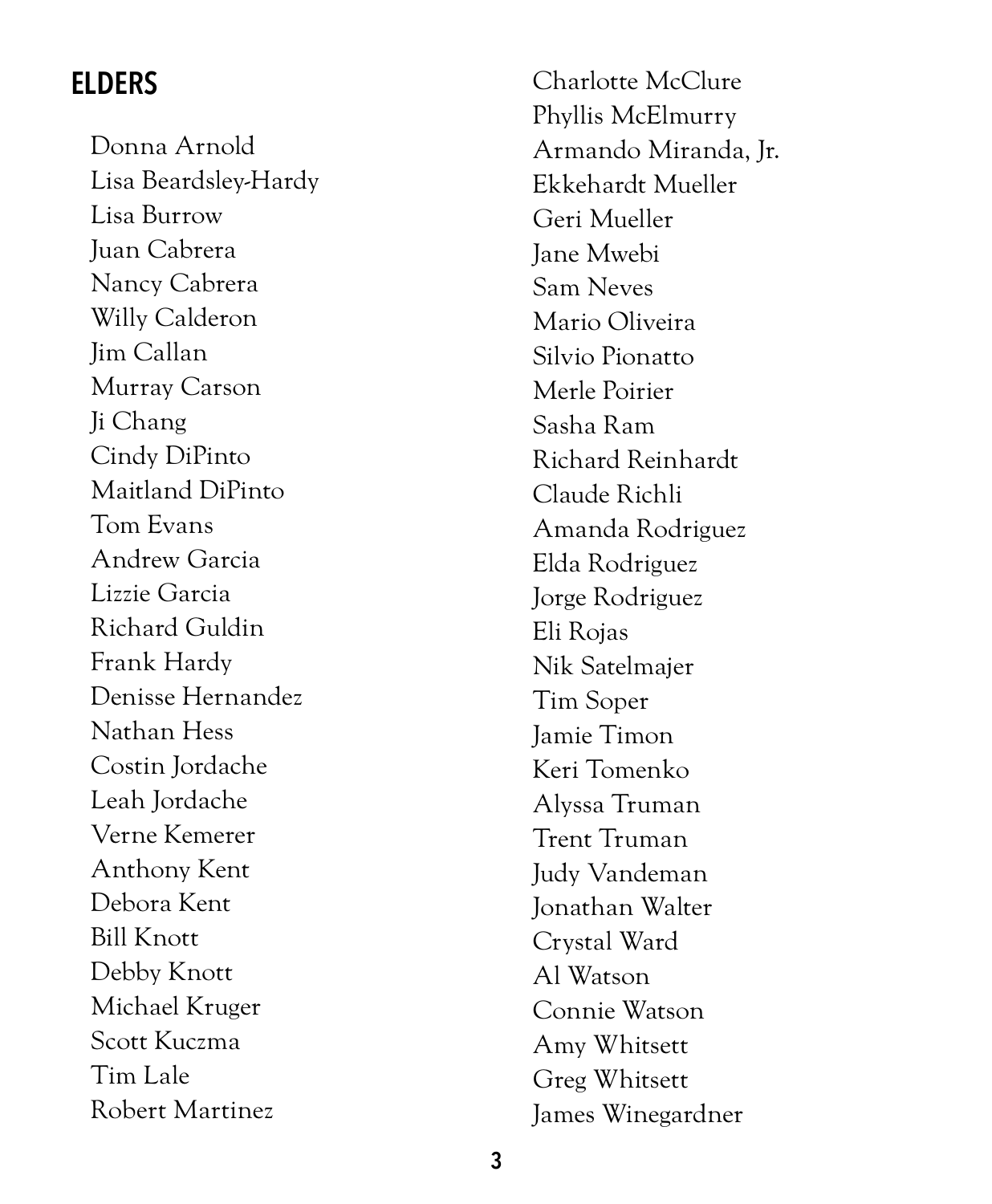## ELDERS

Donna Arnold
Lisa Beardsley-Hardy
Lisa Burrow
Juan Cabrera
Nancy Cabrera
Willy Calderon
Jim Callan
Murray Carson
Ji Chang
Cindy DiPinto
Maitland DiPinto
Tom Evans
Andrew Garcia
Lizzie Garcia
Richard Guldin
Frank Hardy
Denisse Hernandez
Nathan Hess
Costin Jordache
Leah Jordache
Verne Kemerer
Anthony Kent
Debora Kent
Bill Knott
Debby Knott
Michael Kruger
Scott Kuczma
Tim Lale
Robert Martinez
Charlotte McClure
Phyllis McElmurry
Armando Miranda, Jr.
Ekkehardt Mueller
Geri Mueller
Jane Mwebi
Sam Neves
Mario Oliveira
Silvio Pionatto
Merle Poirier
Sasha Ram
Richard Reinhardt
Claude Richli
Amanda Rodriguez
Elda Rodriguez
Jorge Rodriguez
Eli Rojas
Nik Satelmajer
Tim Soper
Jamie Timon
Keri Tomenko
Alyssa Truman
Trent Truman
Judy Vandeman
Jonathan Walter
Crystal Ward
Al Watson
Connie Watson
Amy Whitsett
Greg Whitsett
James Winegardner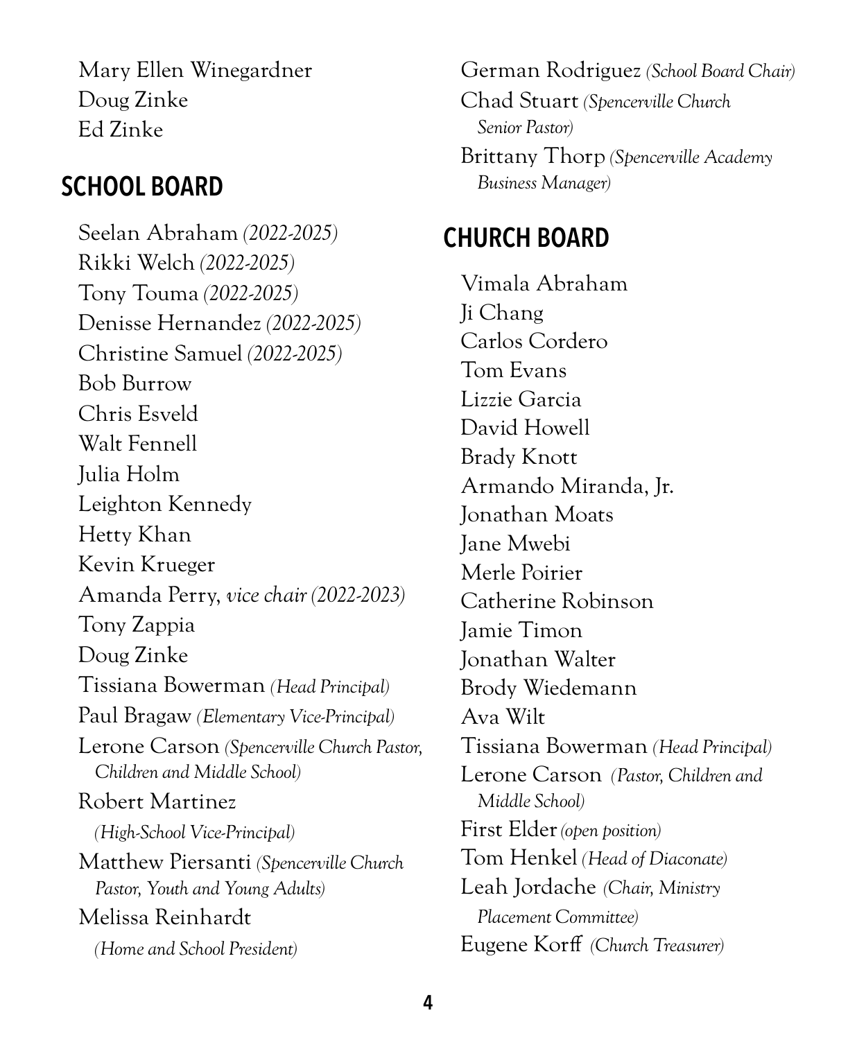Mary Ellen Winegardner
Doug Zinke
Ed Zinke

## SCHOOL BOARD

Seelan Abraham *(2022-2025)*
Rikki Welch *(2022-2025)*
Tony Touma *(2022-2025)*
Denisse Hernandez *(2022-2025)*
Christine Samuel *(2022-2025)*
Bob Burrow
Chris Esveld
Walt Fennell
Julia Holm
Leighton Kennedy
Hetty Khan
Kevin Krueger
Amanda Perry, *vice chair (2022-2023)*
Tony Zappia
Doug Zinke
Tissiana Bowerman *(Head Principal)*
Paul Bragaw *(Elementary Vice-Principal)*
Lerone Carson *(Spencerville Church Pastor, Children and Middle School)*
Robert Martinez *(High-School Vice-Principal)*
Matthew Piersanti *(Spencerville Church Pastor, Youth and Young Adults)*
Melissa Reinhardt *(Home and School President)*
German Rodriguez *(School Board Chair)*
Chad Stuart *(Spencerville Church Senior Pastor)*
Brittany Thorp *(Spencerville Academy Business Manager)*

## CHURCH BOARD

Vimala Abraham
Ji Chang
Carlos Cordero
Tom Evans
Lizzie Garcia
David Howell
Brady Knott
Armando Miranda, Jr.
Jonathan Moats
Jane Mwebi
Merle Poirier
Catherine Robinson
Jamie Timon
Jonathan Walter
Brody Wiedemann
Ava Wilt
Tissiana Bowerman *(Head Principal)*
Lerone Carson *(Pastor, Children and Middle School)*
First Elder *(open position)*
Tom Henkel *(Head of Diaconate)*
Leah Jordache *(Chair, Ministry Placement Committee)*
Eugene Korff *(Church Treasurer)*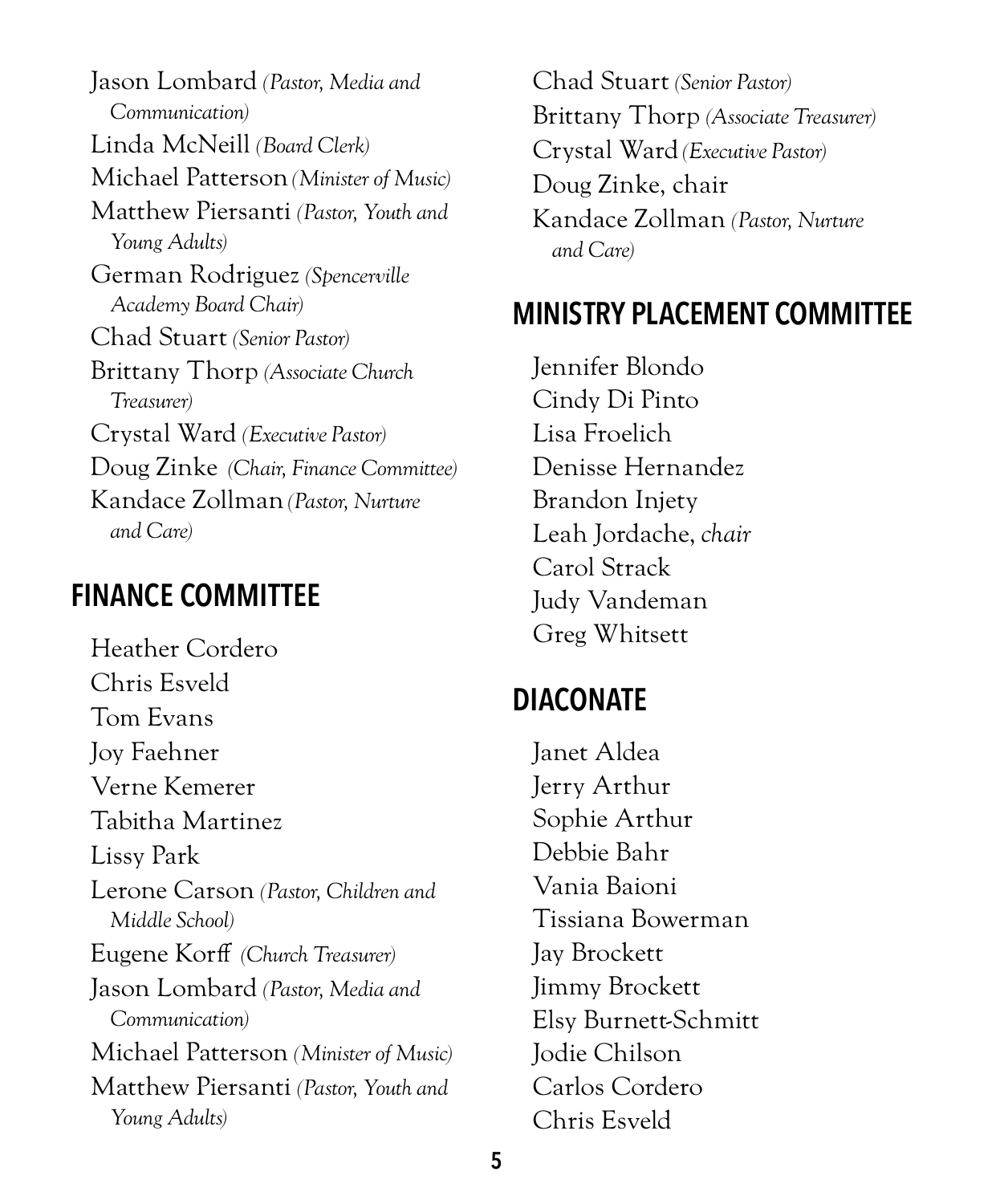Jason Lombard *(Pastor, Media and Communication)*
Linda McNeill *(Board Clerk)*
Michael Patterson *(Minister of Music)*
Matthew Piersanti *(Pastor, Youth and Young Adults)*
German Rodriguez *(Spencerville Academy Board Chair)*
Chad Stuart *(Senior Pastor)*
Brittany Thorp *(Associate Church Treasurer)*
Crystal Ward *(Executive Pastor)*
Doug Zinke *(Chair, Finance Committee)*
Kandace Zollman *(Pastor, Nurture and Care)*

## FINANCE COMMITTEE

Heather Cordero
Chris Esveld
Tom Evans
Joy Faehner
Verne Kemerer
Tabitha Martinez
Lissy Park
Lerone Carson *(Pastor, Children and Middle School)*
Eugene Korff *(Church Treasurer)*
Jason Lombard *(Pastor, Media and Communication)*
Michael Patterson *(Minister of Music)*
Matthew Piersanti *(Pastor, Youth and Young Adults)*
Chad Stuart *(Senior Pastor)*
Brittany Thorp *(Associate Treasurer)*
Crystal Ward *(Executive Pastor)*
Doug Zinke, chair
Kandace Zollman *(Pastor, Nurture and Care)*

## MINISTRY PLACEMENT COMMITTEE

Jennifer Blondo
Cindy Di Pinto
Lisa Froelich
Denisse Hernandez
Brandon Injety
Leah Jordache, *chair*
Carol Strack
Judy Vandeman
Greg Whitsett

## DIACONATE

Janet Aldea
Jerry Arthur
Sophie Arthur
Debbie Bahr
Vania Baioni
Tissiana Bowerman
Jay Brockett
Jimmy Brockett
Elsy Burnett-Schmitt
Jodie Chilson
Carlos Cordero
Chris Esveld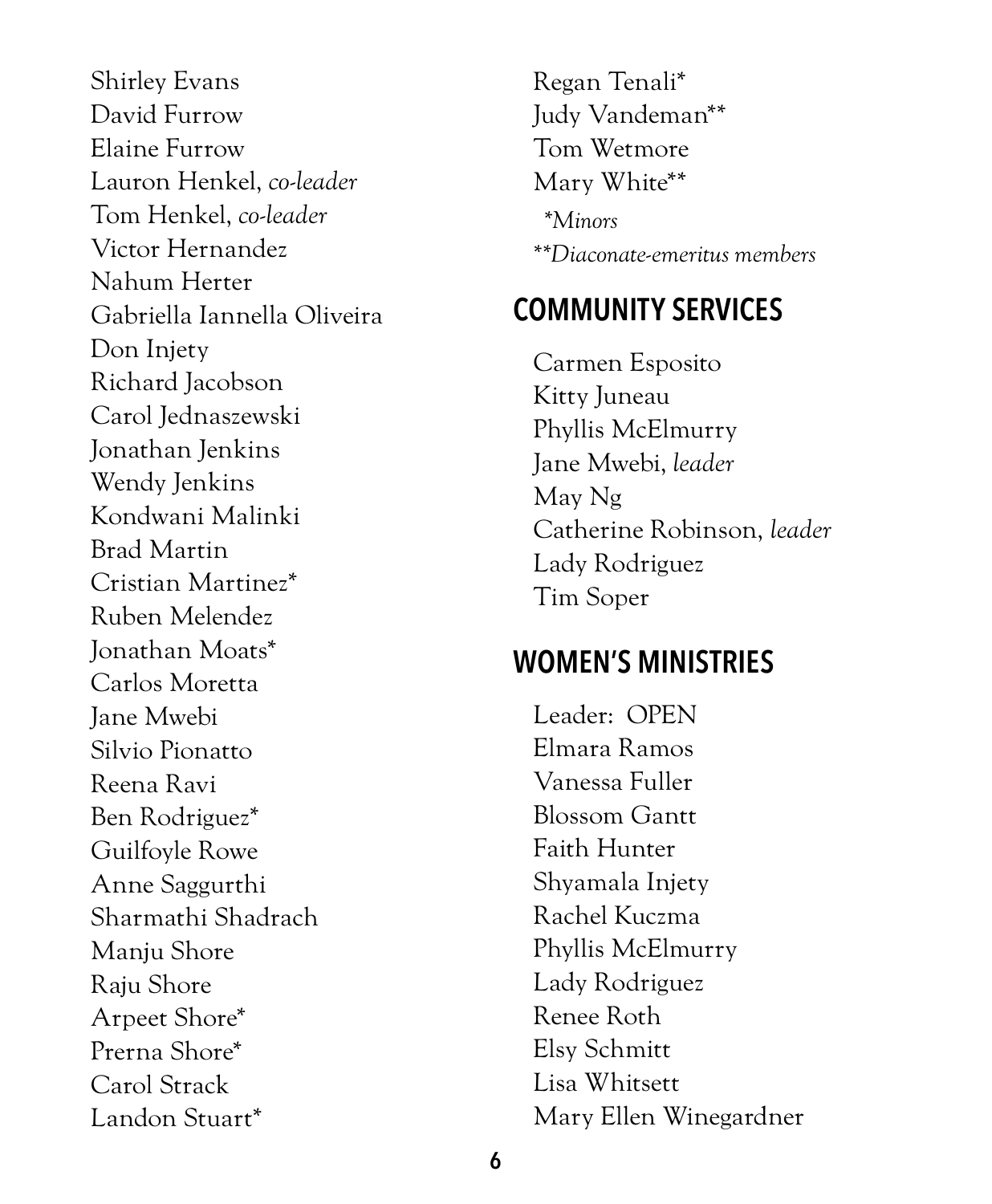Shirley Evans
David Furrow
Elaine Furrow
Lauron Henkel, *co-leader*
Tom Henkel, *co-leader*
Victor Hernandez
Nahum Herter
Gabriella Iannella Oliveira
Don Injety
Richard Jacobson
Carol Jednaszewski
Jonathan Jenkins
Wendy Jenkins
Kondwani Malinki
Brad Martin
Cristian Martinez*
Ruben Melendez
Jonathan Moats*
Carlos Moretta
Jane Mwebi
Silvio Pionatto
Reena Ravi
Ben Rodriguez*
Guilfoyle Rowe
Anne Saggurthi
Sharmathi Shadrach
Manju Shore
Raju Shore
Arpeet Shore*
Prerna Shore*
Carol Strack
Landon Stuart*
Regan Tenali*
Judy Vandeman**
Tom Wetmore
Mary White**

*\*Minors*

*\*\*Diaconate-emeritus members*

## COMMUNITY SERVICES

Carmen Esposito
Kitty Juneau
Phyllis McElmurry
Jane Mwebi, *leader*
May Ng
Catherine Robinson, *leader*
Lady Rodriguez
Tim Soper

## WOMEN'S MINISTRIES

Leader: OPEN
Elmara Ramos
Vanessa Fuller
Blossom Gantt
Faith Hunter
Shyamala Injety
Rachel Kuczma
Phyllis McElmurry
Lady Rodriguez
Renee Roth
Elsy Schmitt
Lisa Whitsett
Mary Ellen Winegardner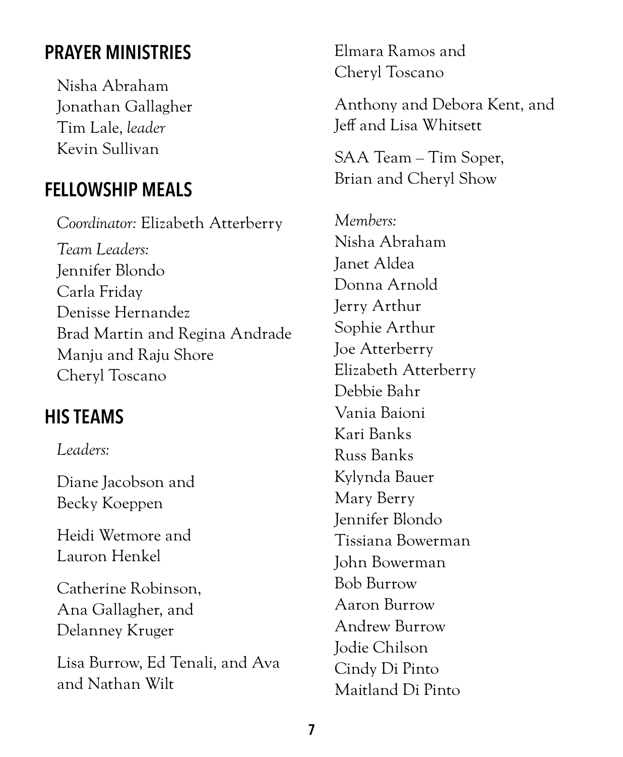## PRAYER MINISTRIES

Nisha Abraham
Jonathan Gallagher
Tim Lale, *leader*
Kevin Sullivan

## FELLOWSHIP MEALS

*Coordinator:* Elizabeth Atterberry

*Team Leaders:*
Jennifer Blondo
Carla Friday
Denisse Hernandez
Brad Martin and Regina Andrade
Manju and Raju Shore
Cheryl Toscano

## HIS TEAMS

*Leaders:*

Diane Jacobson and
Becky Koeppen

Heidi Wetmore and
Lauron Henkel

Catherine Robinson,
Ana Gallagher, and
Delanney Kruger

Lisa Burrow, Ed Tenali, and Ava
and Nathan Wilt

Elmara Ramos and
Cheryl Toscano

Anthony and Debora Kent, and
Jeff and Lisa Whitsett

SAA Team – Tim Soper,
Brian and Cheryl Show

*Members:*
Nisha Abraham
Janet Aldea
Donna Arnold
Jerry Arthur
Sophie Arthur
Joe Atterberry
Elizabeth Atterberry
Debbie Bahr
Vania Baioni
Kari Banks
Russ Banks
Kylynda Bauer
Mary Berry
Jennifer Blondo
Tissiana Bowerman
John Bowerman
Bob Burrow
Aaron Burrow
Andrew Burrow
Jodie Chilson
Cindy Di Pinto
Maitland Di Pinto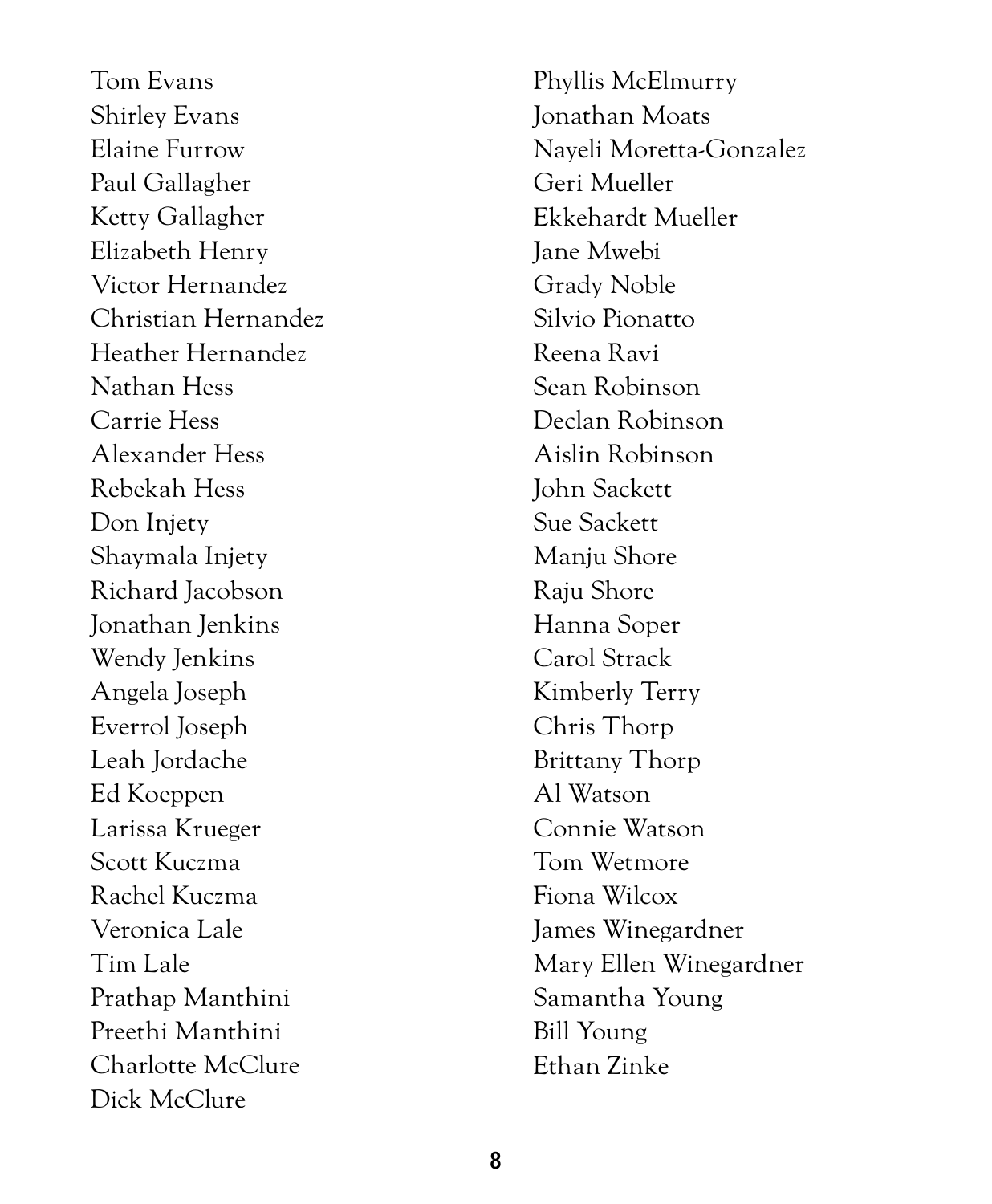Tom Evans
Shirley Evans
Elaine Furrow
Paul Gallagher
Ketty Gallagher
Elizabeth Henry
Victor Hernandez
Christian Hernandez
Heather Hernandez
Nathan Hess
Carrie Hess
Alexander Hess
Rebekah Hess
Don Injety
Shaymala Injety
Richard Jacobson
Jonathan Jenkins
Wendy Jenkins
Angela Joseph
Everrol Joseph
Leah Jordache
Ed Koeppen
Larissa Krueger
Scott Kuczma
Rachel Kuczma
Veronica Lale
Tim Lale
Prathap Manthini
Preethi Manthini
Charlotte McClure
Dick McClure
Phyllis McElmurry
Jonathan Moats
Nayeli Moretta-Gonzalez
Geri Mueller
Ekkehardt Mueller
Jane Mwebi
Grady Noble
Silvio Pionatto
Reena Ravi
Sean Robinson
Declan Robinson
Aislin Robinson
John Sackett
Sue Sackett
Manju Shore
Raju Shore
Hanna Soper
Carol Strack
Kimberly Terry
Chris Thorp
Brittany Thorp
Al Watson
Connie Watson
Tom Wetmore
Fiona Wilcox
James Winegardner
Mary Ellen Winegardner
Samantha Young
Bill Young
Ethan Zinke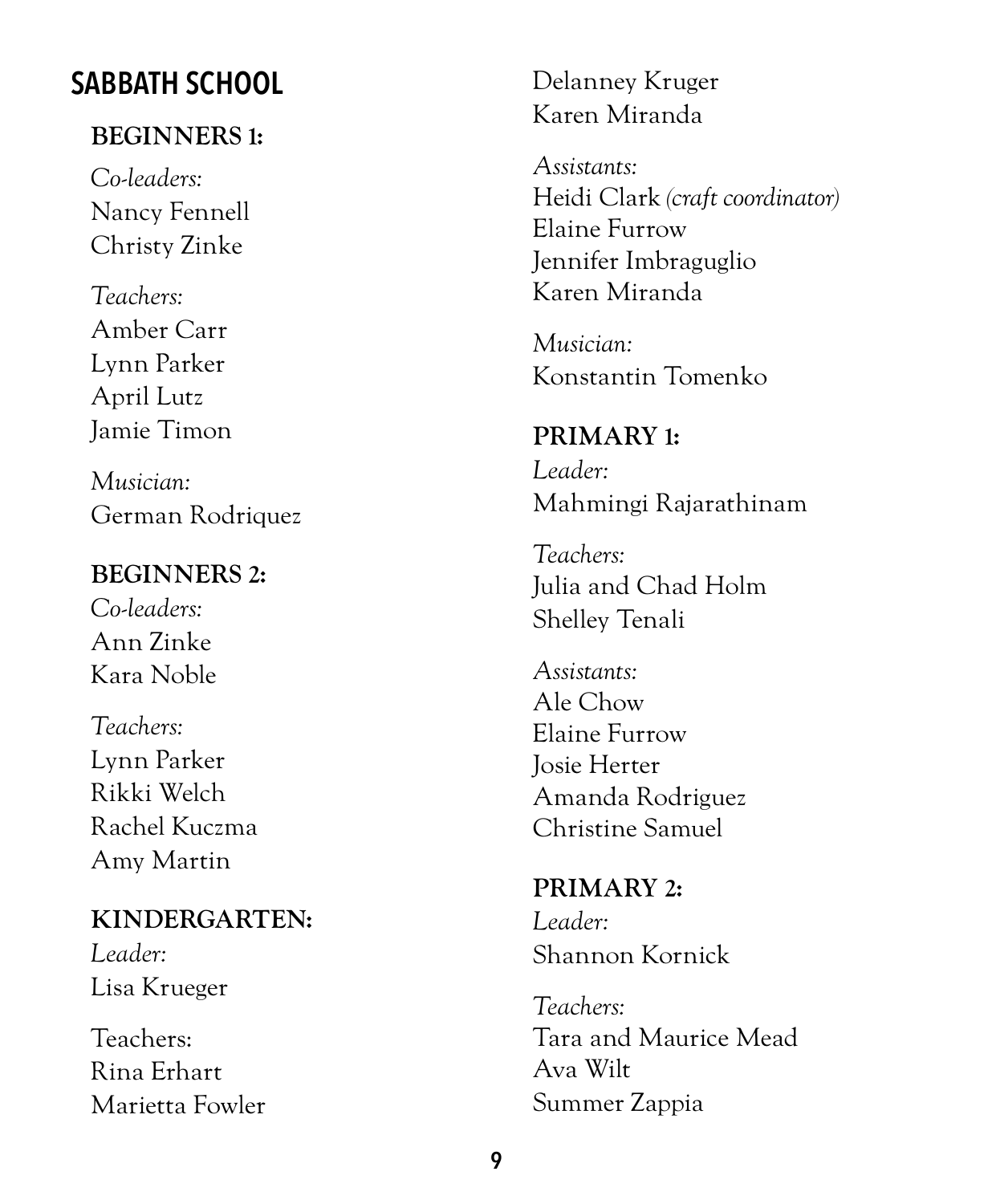## SABBATH SCHOOL

**BEGINNERS 1:**

*Co-leaders:*
Nancy Fennell
Christy Zinke

*Teachers:*
Amber Carr
Lynn Parker
April Lutz
Jamie Timon

*Musician:*
German Rodriquez

**BEGINNERS 2:**

*Co-leaders:*
Ann Zinke
Kara Noble

*Teachers:*
Lynn Parker
Rikki Welch
Rachel Kuczma
Amy Martin

**KINDERGARTEN:**

*Leader:*
Lisa Krueger

Teachers:
Rina Erhart
Marietta Fowler
Delanney Kruger
Karen Miranda

*Assistants:*
Heidi Clark *(craft coordinator)*
Elaine Furrow
Jennifer Imbraguglio
Karen Miranda

*Musician:*
Konstantin Tomenko

**PRIMARY 1:**

*Leader:*
Mahmingi Rajarathinam

*Teachers:*
Julia and Chad Holm
Shelley Tenali

*Assistants:*
Ale Chow
Elaine Furrow
Josie Herter
Amanda Rodriguez
Christine Samuel

**PRIMARY 2:**

*Leader:*
Shannon Kornick

*Teachers:*
Tara and Maurice Mead
Ava Wilt
Summer Zappia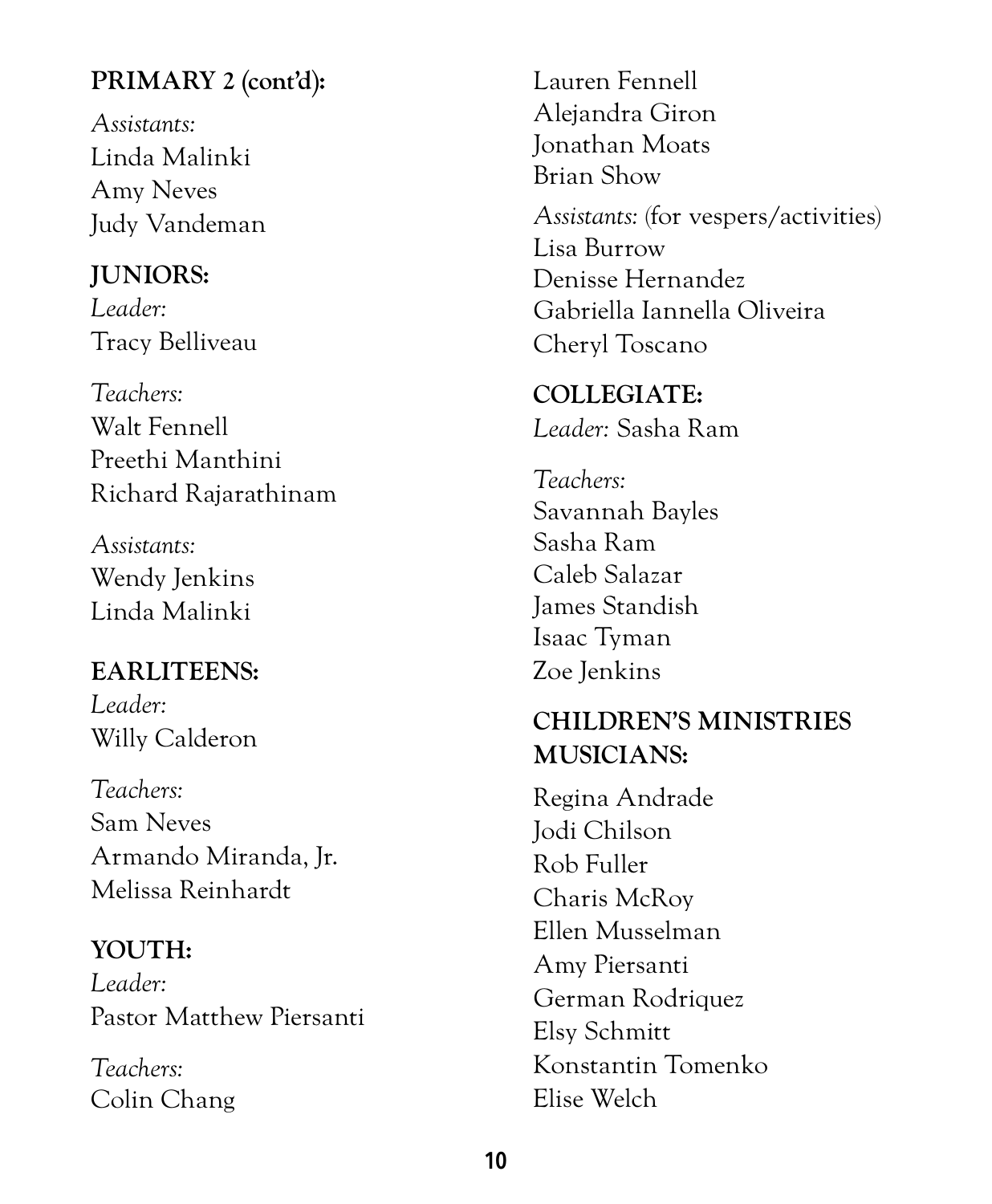**PRIMARY 2 (cont'd):**

*Assistants:*
Linda Malinki
Amy Neves
Judy Vandeman

**JUNIORS:**

*Leader:*
Tracy Belliveau

*Teachers:*
Walt Fennell
Preethi Manthini
Richard Rajarathinam

*Assistants:*
Wendy Jenkins
Linda Malinki

**EARLITEENS:**

*Leader:*
Willy Calderon

*Teachers:*
Sam Neves
Armando Miranda, Jr.
Melissa Reinhardt

**YOUTH:**

*Leader:*
Pastor Matthew Piersanti

*Teachers:*
Colin Chang
Lauren Fennell
Alejandra Giron
Jonathan Moats
Brian Show

*Assistants:* (for vespers/activities)
Lisa Burrow
Denisse Hernandez
Gabriella Iannella Oliveira
Cheryl Toscano

**COLLEGIATE:**

*Leader:* Sasha Ram

*Teachers:*
Savannah Bayles
Sasha Ram
Caleb Salazar
James Standish
Isaac Tyman
Zoe Jenkins

**CHILDREN'S MINISTRIES MUSICIANS:**

Regina Andrade
Jodi Chilson
Rob Fuller
Charis McRoy
Ellen Musselman
Amy Piersanti
German Rodriquez
Elsy Schmitt
Konstantin Tomenko
Elise Welch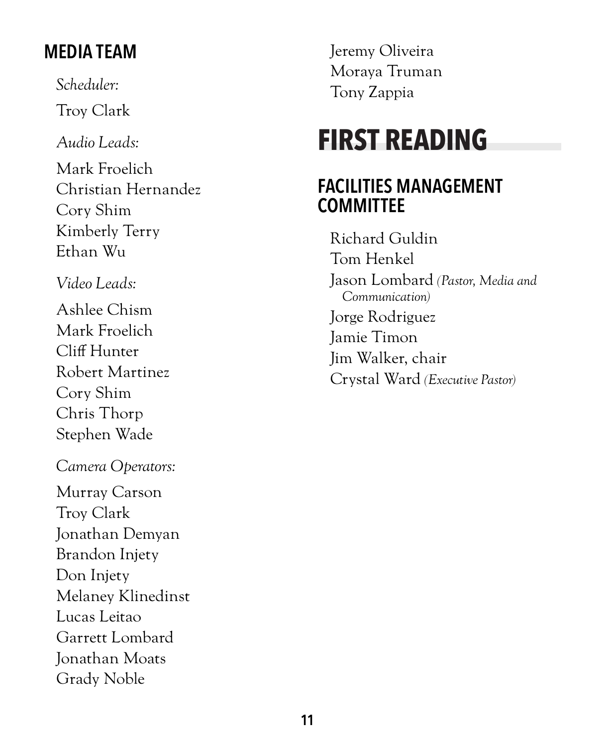## MEDIA TEAM

*Scheduler:*

Troy Clark

*Audio Leads:*

Mark Froelich
Christian Hernandez
Cory Shim
Kimberly Terry
Ethan Wu

*Video Leads:*

Ashlee Chism
Mark Froelich
Cliff Hunter
Robert Martinez
Cory Shim
Chris Thorp
Stephen Wade

*Camera Operators:*

Murray Carson
Troy Clark
Jonathan Demyan
Brandon Injety
Don Injety
Melaney Klinedinst
Lucas Leitao
Garrett Lombard
Jonathan Moats
Grady Noble
Jeremy Oliveira
Moraya Truman
Tony Zappia

# FIRST READING

## FACILITIES MANAGEMENT COMMITTEE

Richard Guldin
Tom Henkel
Jason Lombard *(Pastor, Media and Communication)*
Jorge Rodriguez
Jamie Timon
Jim Walker, chair
Crystal Ward *(Executive Pastor)*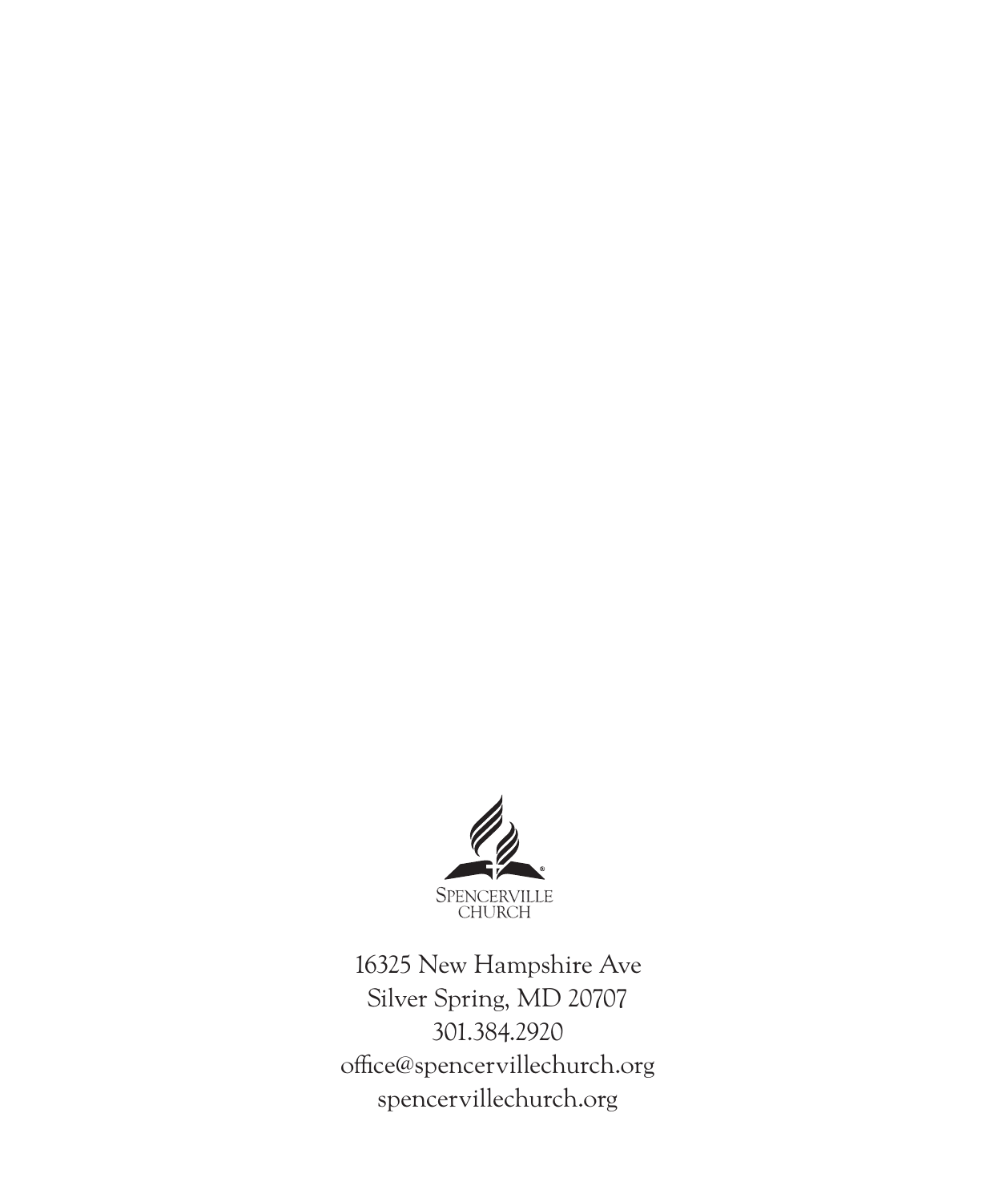SPENCERVILLE CHURCH

16325 New Hampshire Ave
Silver Spring, MD 20707
301.384.2920
office@spencervillechurch.org
spencervillechurch.org